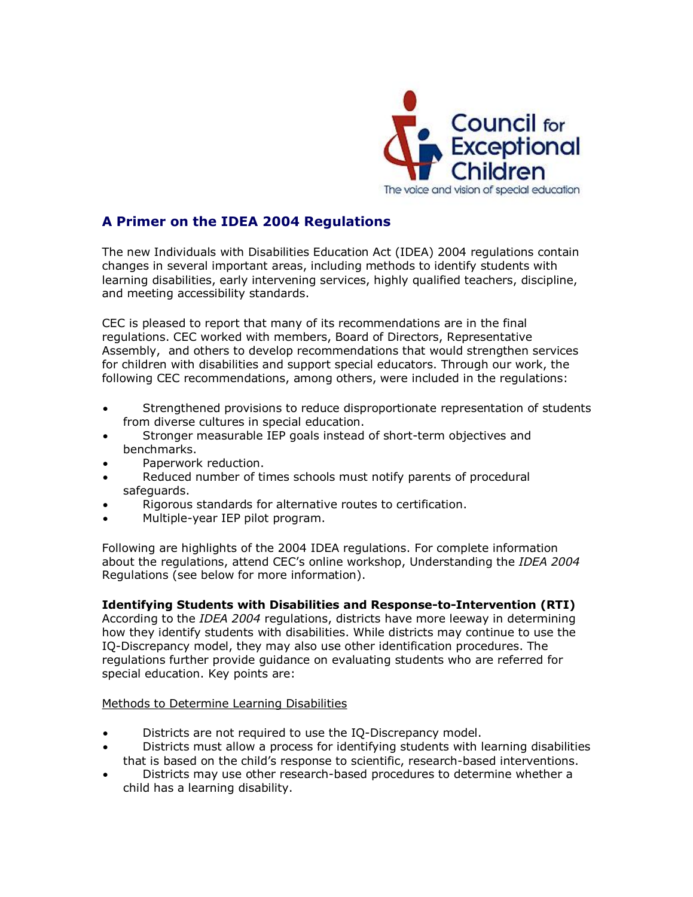# A Primer on the IDEA 2004 Regulations

The new Individuals with Disabilities Education Act (IDEA) 2004 regulations contain changes in several important areas, including methods to identify students with learning disabilities, early intervening services, highly qualified teachers, discipline, and meeting accessibility standards.

CEC is pleased to report that many of its recommendations are in the final regulations. CEC worked with members, Board of Directors, Representative Assembly, and others to develop recommendations that would strengthen services for children with disabilities and support special educators. Through our work, the following CEC recommendations, among others, were included in the regulations:

- Strengthened provisions to reduce disproportionate representation of students from diverse cultures in special education.
- Stronger measurable IEP goals instead of short-term objectives and benchmarks.
- Paperwork reduction.
- Reduced number of times schools must notify parents of procedural safeguards.
- Rigorous standards for alternative routes to certification.
- Multiple-year IEP pilot program.

Following are highlights of the 2004 IDEA regulations. For complete information about the regulations, attend CEC's online workshop, Understanding the *IDEA 2004* Regulations (see below for more information).

**Identifying Students with Disabilities and Response-to-Intervention (RTI)**

According to the *IDEA 2004* regulations, districts have more leeway in determining how they identify students with disabilities. While districts may continue to use the IQ-Discrepancy model, they may also use other identification procedures. The regulations further provide guidance on evaluating students who are referred for special education. Key points are:

<u>Methods to Determine Learning Disabilities</u>

- Districts are not required to use the IQ-Discrepancy model.
- Districts must allow a process for identifying students with learning disabilities that is based on the child's response to scientific, research-based interventions.
- Districts may use other research-based procedures to determine whether a child has a learning disability.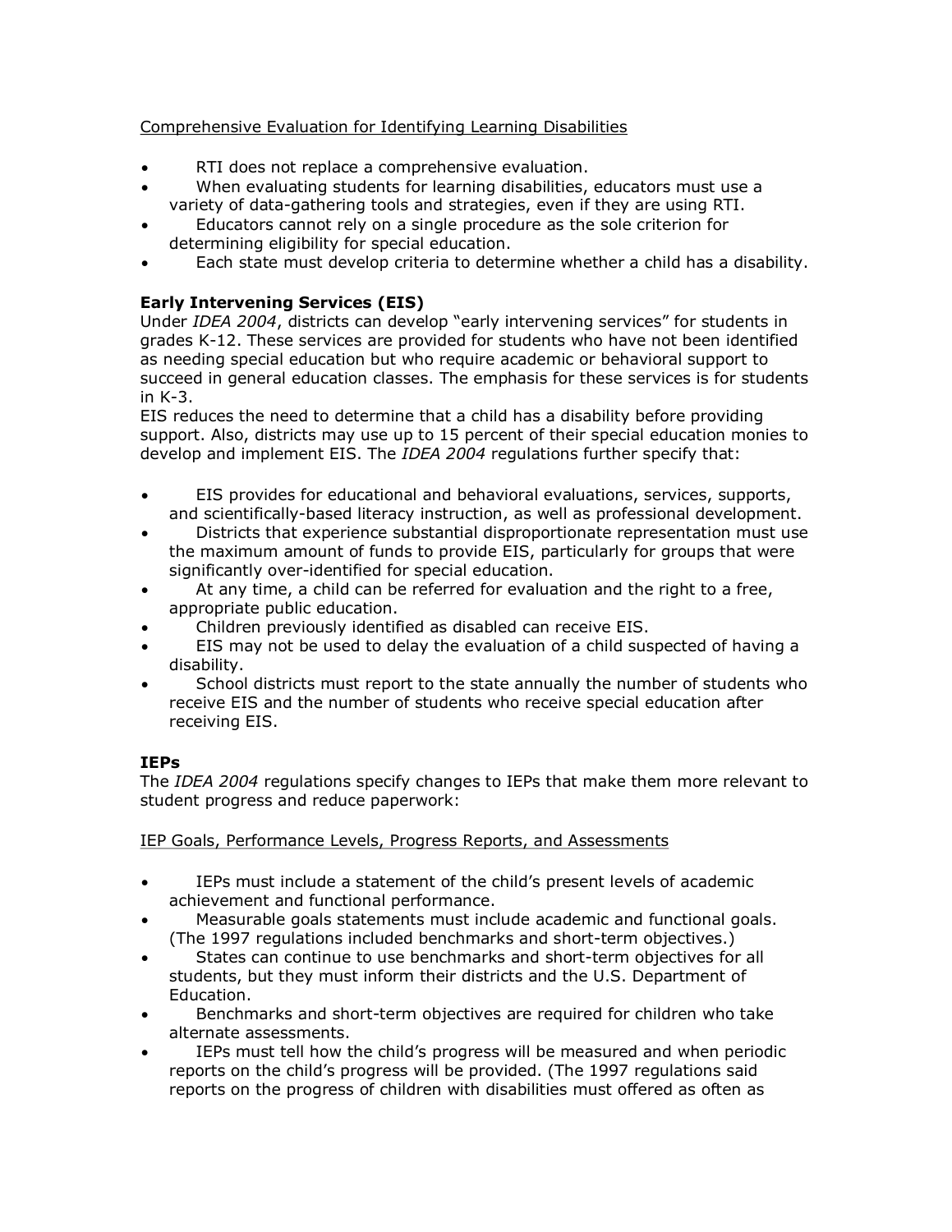Comprehensive Evaluation for Identifying Learning Disabilities

- RTI does not replace a comprehensive evaluation.
- When evaluating students for learning disabilities, educators must use a variety of data-gathering tools and strategies, even if they are using RTI.
- Educators cannot rely on a single procedure as the sole criterion for determining eligibility for special education.
- Each state must develop criteria to determine whether a child has a disability.

**Early Intervening Services (EIS)**

Under *IDEA 2004*, districts can develop "early intervening services" for students in grades K-12. These services are provided for students who have not been identified as needing special education but who require academic or behavioral support to succeed in general education classes. The emphasis for these services is for students in K-3.

EIS reduces the need to determine that a child has a disability before providing support. Also, districts may use up to 15 percent of their special education monies to develop and implement EIS. The *IDEA 2004* regulations further specify that:

- EIS provides for educational and behavioral evaluations, services, supports, and scientifically-based literacy instruction, as well as professional development.
- Districts that experience substantial disproportionate representation must use the maximum amount of funds to provide EIS, particularly for groups that were significantly over-identified for special education.
- At any time, a child can be referred for evaluation and the right to a free, appropriate public education.
- Children previously identified as disabled can receive EIS.
- EIS may not be used to delay the evaluation of a child suspected of having a disability.
- School districts must report to the state annually the number of students who receive EIS and the number of students who receive special education after receiving EIS.

**IEPs**

The *IDEA 2004* regulations specify changes to IEPs that make them more relevant to student progress and reduce paperwork:

IEP Goals, Performance Levels, Progress Reports, and Assessments

- IEPs must include a statement of the child's present levels of academic achievement and functional performance.
- Measurable goals statements must include academic and functional goals. (The 1997 regulations included benchmarks and short-term objectives.)
- States can continue to use benchmarks and short-term objectives for all students, but they must inform their districts and the U.S. Department of Education.
- Benchmarks and short-term objectives are required for children who take alternate assessments.
- IEPs must tell how the child's progress will be measured and when periodic reports on the child's progress will be provided. (The 1997 regulations said reports on the progress of children with disabilities must offered as often as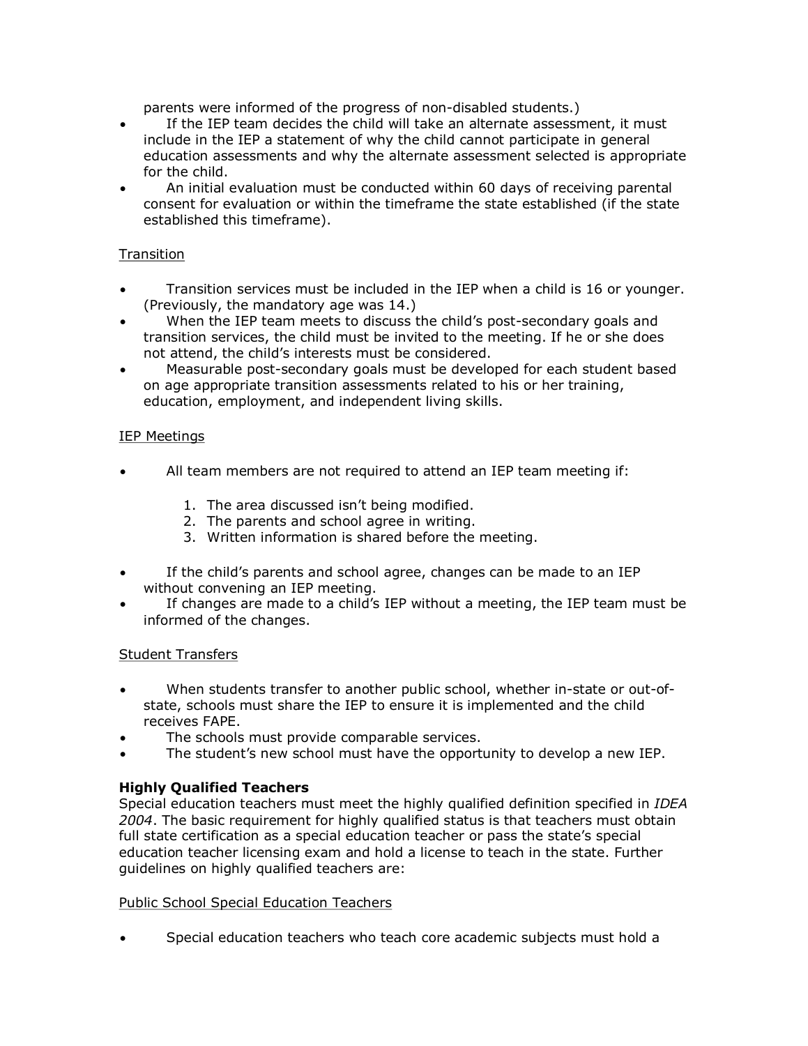parents were informed of the progress of non-disabled students.)

- If the IEP team decides the child will take an alternate assessment, it must include in the IEP a statement of why the child cannot participate in general education assessments and why the alternate assessment selected is appropriate for the child.
- An initial evaluation must be conducted within 60 days of receiving parental consent for evaluation or within the timeframe the state established (if the state established this timeframe).

Transition

- Transition services must be included in the IEP when a child is 16 or younger. (Previously, the mandatory age was 14.)
- When the IEP team meets to discuss the child's post-secondary goals and transition services, the child must be invited to the meeting. If he or she does not attend, the child's interests must be considered.
- Measurable post-secondary goals must be developed for each student based on age appropriate transition assessments related to his or her training, education, employment, and independent living skills.

IEP Meetings

- All team members are not required to attend an IEP team meeting if:
  1. The area discussed isn't being modified.
  2. The parents and school agree in writing.
  3. Written information is shared before the meeting.
- If the child's parents and school agree, changes can be made to an IEP without convening an IEP meeting.
- If changes are made to a child's IEP without a meeting, the IEP team must be informed of the changes.

Student Transfers

- When students transfer to another public school, whether in-state or out-of-state, schools must share the IEP to ensure it is implemented and the child receives FAPE.
- The schools must provide comparable services.
- The student's new school must have the opportunity to develop a new IEP.

**Highly Qualified Teachers**

Special education teachers must meet the highly qualified definition specified in *IDEA 2004*. The basic requirement for highly qualified status is that teachers must obtain full state certification as a special education teacher or pass the state's special education teacher licensing exam and hold a license to teach in the state. Further guidelines on highly qualified teachers are:

Public School Special Education Teachers

- Special education teachers who teach core academic subjects must hold a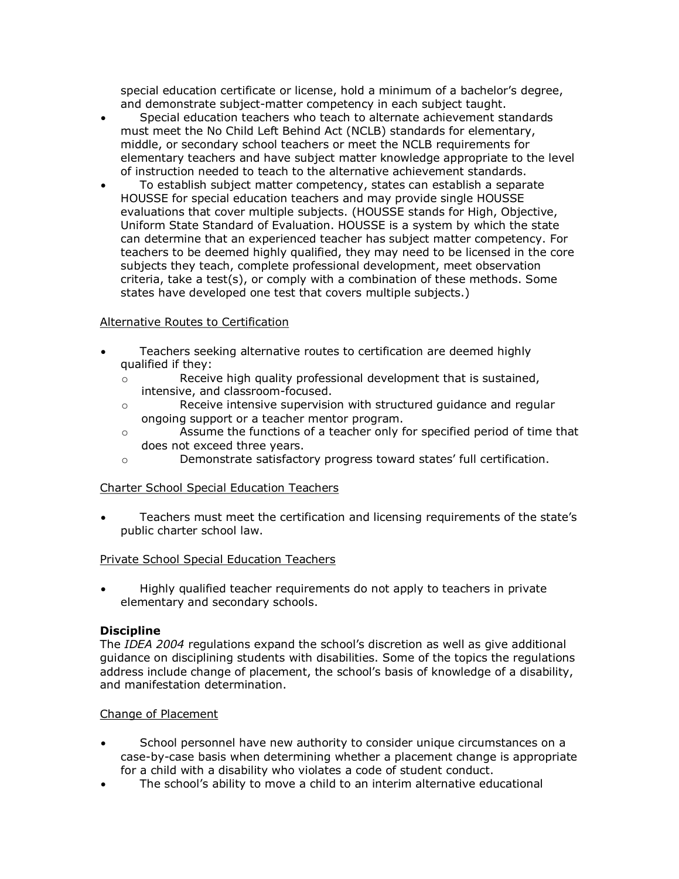special education certificate or license, hold a minimum of a bachelor's degree, and demonstrate subject-matter competency in each subject taught.

- Special education teachers who teach to alternate achievement standards must meet the No Child Left Behind Act (NCLB) standards for elementary, middle, or secondary school teachers or meet the NCLB requirements for elementary teachers and have subject matter knowledge appropriate to the level of instruction needed to teach to the alternative achievement standards.
- To establish subject matter competency, states can establish a separate HOUSSE for special education teachers and may provide single HOUSSE evaluations that cover multiple subjects. (HOUSSE stands for High, Objective, Uniform State Standard of Evaluation. HOUSSE is a system by which the state can determine that an experienced teacher has subject matter competency. For teachers to be deemed highly qualified, they may need to be licensed in the core subjects they teach, complete professional development, meet observation criteria, take a test(s), or comply with a combination of these methods. Some states have developed one test that covers multiple subjects.)

<u>Alternative Routes to Certification</u>

- Teachers seeking alternative routes to certification are deemed highly qualified if they:
  - Receive high quality professional development that is sustained, intensive, and classroom-focused.
  - Receive intensive supervision with structured guidance and regular ongoing support or a teacher mentor program.
  - Assume the functions of a teacher only for specified period of time that does not exceed three years.
  - Demonstrate satisfactory progress toward states' full certification.

<u>Charter School Special Education Teachers</u>

- Teachers must meet the certification and licensing requirements of the state's public charter school law.

<u>Private School Special Education Teachers</u>

- Highly qualified teacher requirements do not apply to teachers in private elementary and secondary schools.

**Discipline**

The *IDEA 2004* regulations expand the school's discretion as well as give additional guidance on disciplining students with disabilities. Some of the topics the regulations address include change of placement, the school's basis of knowledge of a disability, and manifestation determination.

<u>Change of Placement</u>

- School personnel have new authority to consider unique circumstances on a case-by-case basis when determining whether a placement change is appropriate for a child with a disability who violates a code of student conduct.
- The school's ability to move a child to an interim alternative educational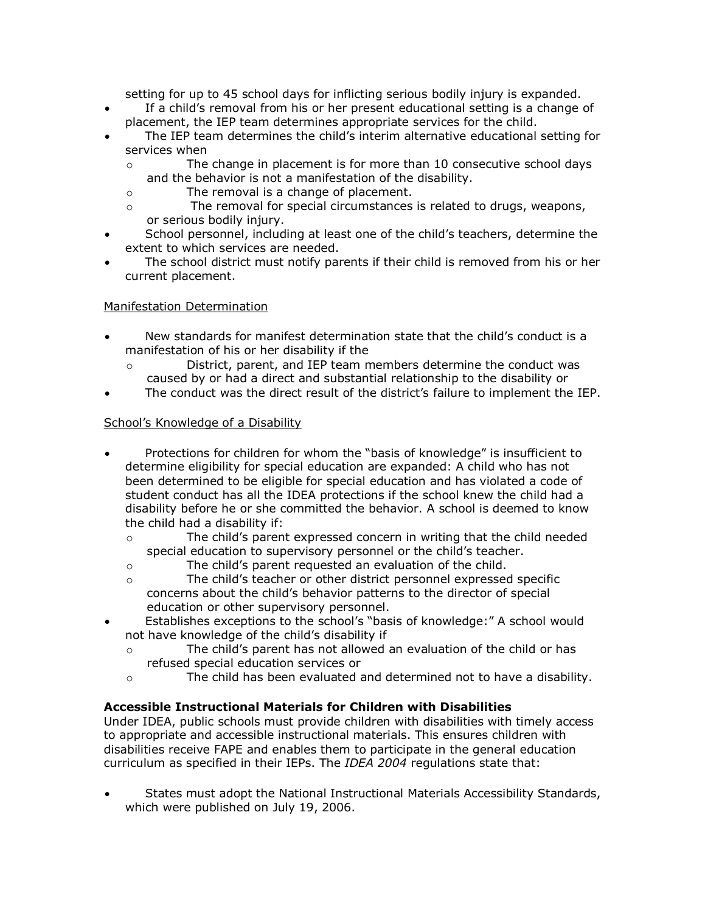setting for up to 45 school days for inflicting serious bodily injury is expanded.

- If a child's removal from his or her present educational setting is a change of placement, the IEP team determines appropriate services for the child.
- The IEP team determines the child's interim alternative educational setting for services when
  - The change in placement is for more than 10 consecutive school days and the behavior is not a manifestation of the disability.
  - The removal is a change of placement.
  - The removal for special circumstances is related to drugs, weapons, or serious bodily injury.
- School personnel, including at least one of the child's teachers, determine the extent to which services are needed.
- The school district must notify parents if their child is removed from his or her current placement.

<u>Manifestation Determination</u>

- New standards for manifest determination state that the child's conduct is a manifestation of his or her disability if the
  - District, parent, and IEP team members determine the conduct was caused by or had a direct and substantial relationship to the disability or
- The conduct was the direct result of the district's failure to implement the IEP.

<u>School's Knowledge of a Disability</u>

- Protections for children for whom the "basis of knowledge" is insufficient to determine eligibility for special education are expanded: A child who has not been determined to be eligible for special education and has violated a code of student conduct has all the IDEA protections if the school knew the child had a disability before he or she committed the behavior. A school is deemed to know the child had a disability if:
  - The child's parent expressed concern in writing that the child needed special education to supervisory personnel or the child's teacher.
  - The child's parent requested an evaluation of the child.
  - The child's teacher or other district personnel expressed specific concerns about the child's behavior patterns to the director of special education or other supervisory personnel.
- Establishes exceptions to the school's "basis of knowledge:" A school would not have knowledge of the child's disability if
  - The child's parent has not allowed an evaluation of the child or has refused special education services or
  - The child has been evaluated and determined not to have a disability.

**Accessible Instructional Materials for Children with Disabilities**

Under IDEA, public schools must provide children with disabilities with timely access to appropriate and accessible instructional materials. This ensures children with disabilities receive FAPE and enables them to participate in the general education curriculum as specified in their IEPs. The *IDEA 2004* regulations state that:

- States must adopt the National Instructional Materials Accessibility Standards, which were published on July 19, 2006.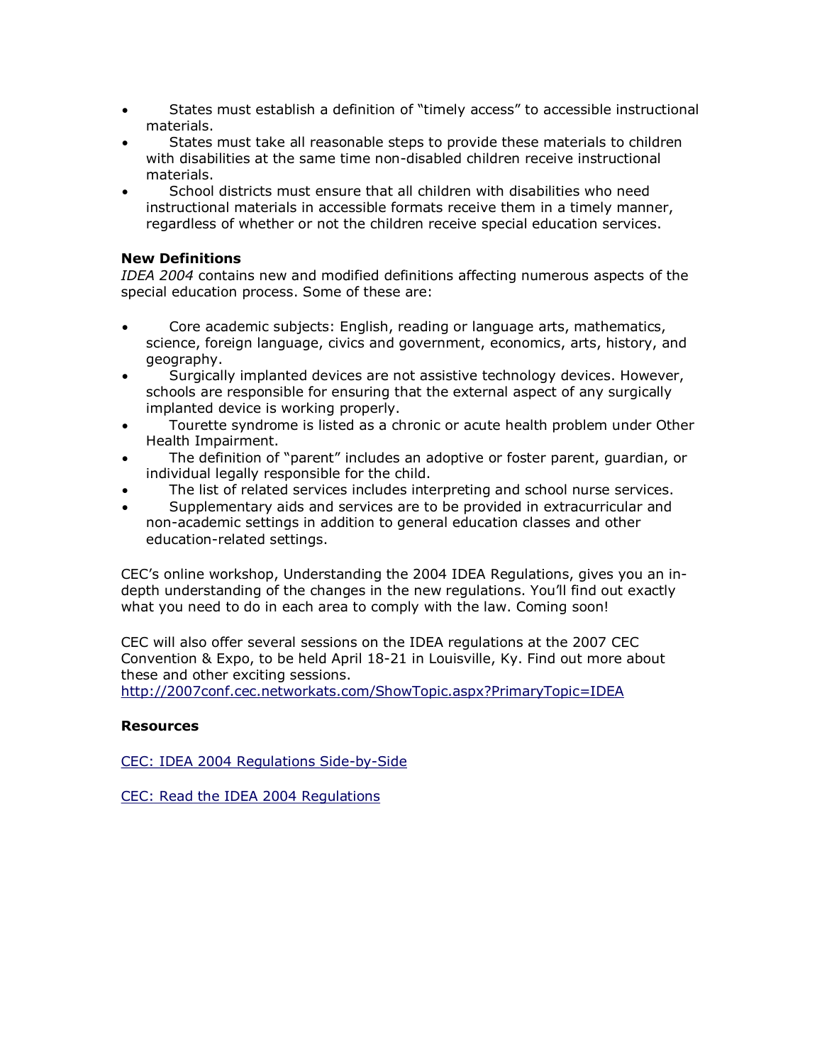- States must establish a definition of “timely access” to accessible instructional materials.
- States must take all reasonable steps to provide these materials to children with disabilities at the same time non-disabled children receive instructional materials.
- School districts must ensure that all children with disabilities who need instructional materials in accessible formats receive them in a timely manner, regardless of whether or not the children receive special education services.

**New Definitions**

*IDEA 2004* contains new and modified definitions affecting numerous aspects of the special education process. Some of these are:

- Core academic subjects: English, reading or language arts, mathematics, science, foreign language, civics and government, economics, arts, history, and geography.
- Surgically implanted devices are not assistive technology devices. However, schools are responsible for ensuring that the external aspect of any surgically implanted device is working properly.
- Tourette syndrome is listed as a chronic or acute health problem under Other Health Impairment.
- The definition of “parent” includes an adoptive or foster parent, guardian, or individual legally responsible for the child.
- The list of related services includes interpreting and school nurse services.
- Supplementary aids and services are to be provided in extracurricular and non-academic settings in addition to general education classes and other education-related settings.

CEC’s online workshop, Understanding the 2004 IDEA Regulations, gives you an in-depth understanding of the changes in the new regulations. You’ll find out exactly what you need to do in each area to comply with the law. Coming soon!

CEC will also offer several sessions on the IDEA regulations at the 2007 CEC Convention & Expo, to be held April 18-21 in Louisville, Ky. Find out more about these and other exciting sessions.
[http://2007conf.cec.networkats.com/ShowTopic.aspx?PrimaryTopic=IDEA](http://2007conf.cec.networkats.com/ShowTopic.aspx?PrimaryTopic=IDEA)

**Resources**

CEC: IDEA 2004 Regulations Side-by-Side

CEC: Read the IDEA 2004 Regulations